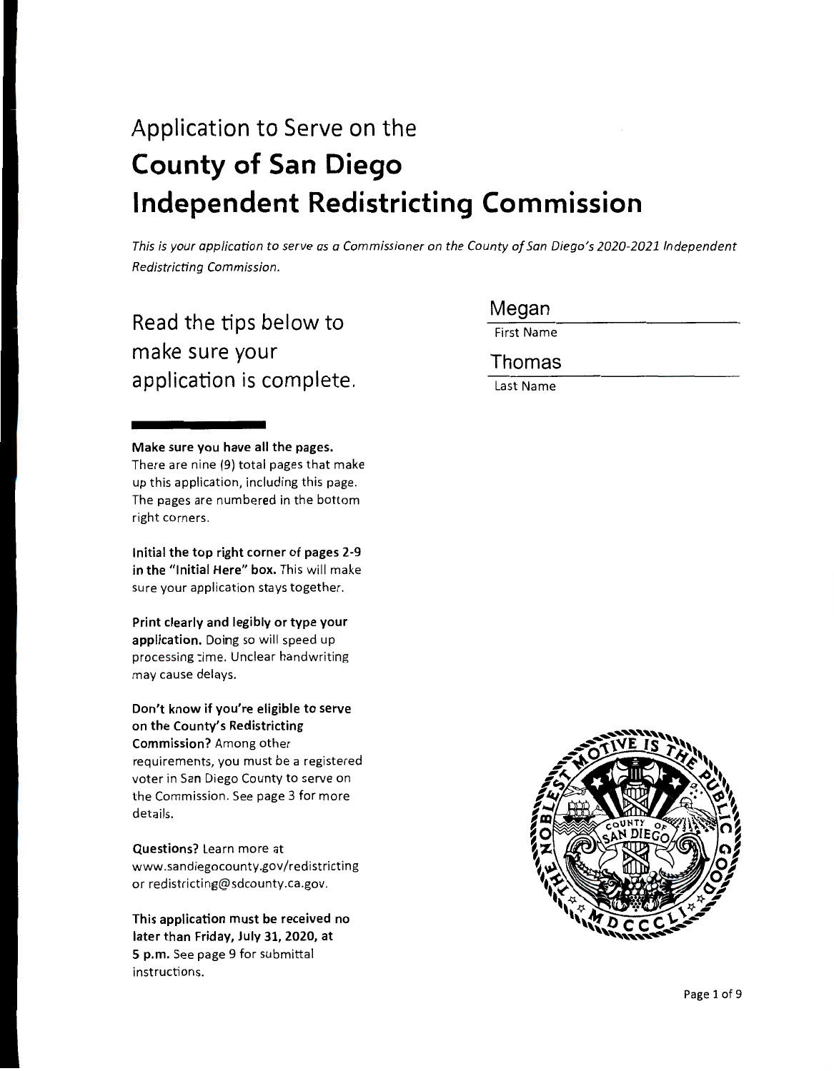# Application to Serve on the **County of San Diego Independent Redistricting Commission**

*This is your application to serve as a Commissioner on the County of San Diego's 2020-2021 Independent Redistricting Commission.*

## Read the tips below to make sure your application is complete.

Megan
First Name

Thomas
Last Name

**Make sure you have all the pages.** There are nine (9) total pages that make up this application, including this page. The pages are numbered in the bottom right corners.

**Initial the top right corner of pages 2-9 in the "Initial Here" box.** This will make sure your application stays together.

**Print clearly and legibly or type your application.** Doing so will speed up processing time. Unclear handwriting may cause delays.

**Don't know if you're eligible to serve on the County's Redistricting Commission?** Among other requirements, you must be a registered voter in San Diego County to serve on the Commission. See page 3 for more details.

**Questions?** Learn more at www.sandiegocounty.gov/redistricting or redistricting@sdcounty.ca.gov.

**This application must be received no later than Friday, July 31, 2020, at 5 p.m.** See page 9 for submittal instructions.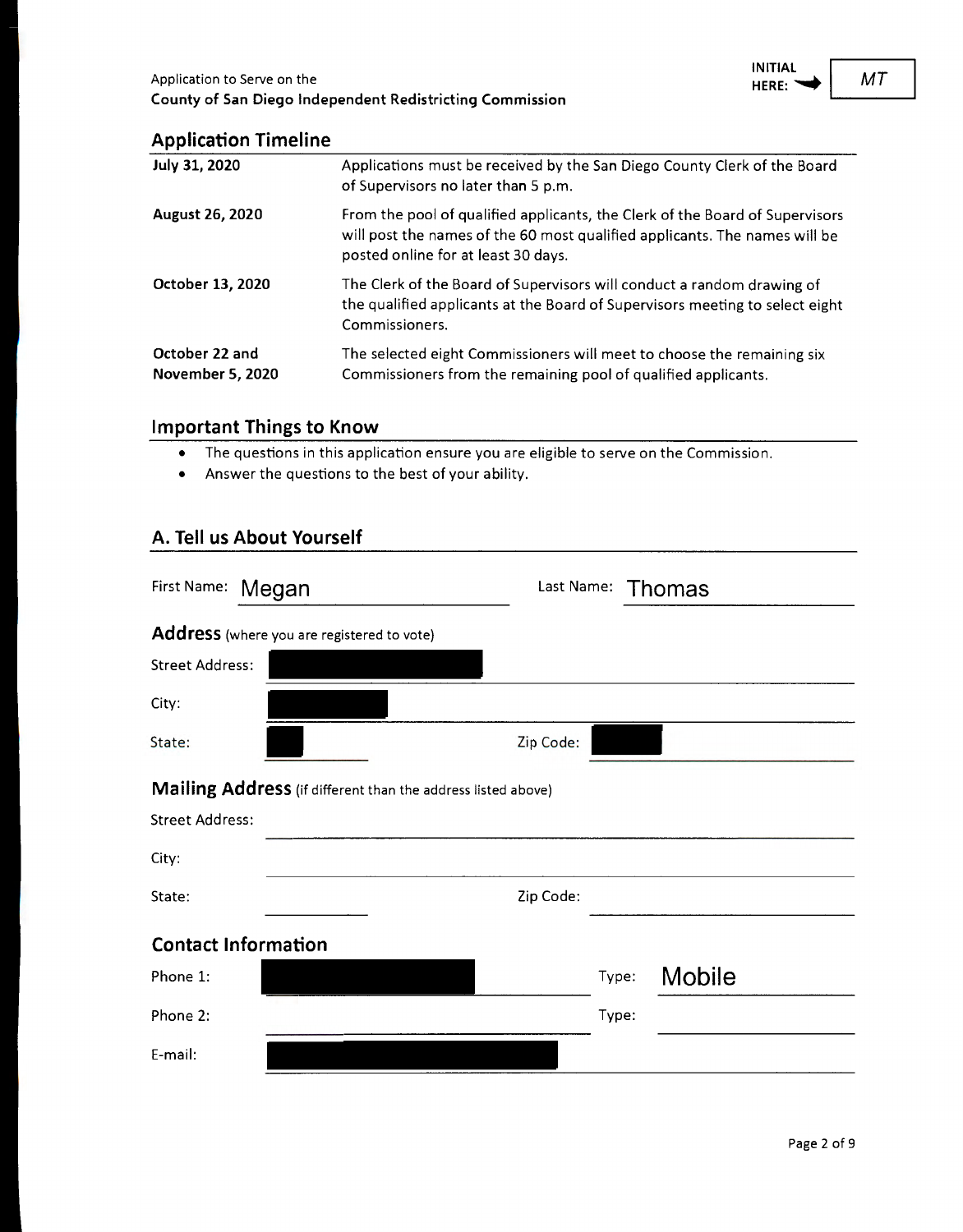Application to Serve on the
**County of San Diego Independent Redistricting Commission**

**INITIAL HERE:** MT

## Application Timeline

| | |
|---|---|
| **July 31, 2020** | Applications must be received by the San Diego County Clerk of the Board of Supervisors no later than 5 p.m. |
| **August 26, 2020** | From the pool of qualified applicants, the Clerk of the Board of Supervisors will post the names of the 60 most qualified applicants. The names will be posted online for at least 30 days. |
| **October 13, 2020** | The Clerk of the Board of Supervisors will conduct a random drawing of the qualified applicants at the Board of Supervisors meeting to select eight Commissioners. |
| **October 22 and November 5, 2020** | The selected eight Commissioners will meet to choose the remaining six Commissioners from the remaining pool of qualified applicants. |

## Important Things to Know

- The questions in this application ensure you are eligible to serve on the Commission.
- Answer the questions to the best of your ability.

## A. Tell us About Yourself

First Name: Megan  Last Name: Thomas

### Address (where you are registered to vote)

Street Address: [REDACTED]

City: [REDACTED]

State: [REDACTED]  Zip Code: [REDACTED]

### Mailing Address (if different than the address listed above)

Street Address:

City:

State:  Zip Code:

### Contact Information

Phone 1: [REDACTED]  Type: Mobile

Phone 2:  Type:

E-mail: [REDACTED]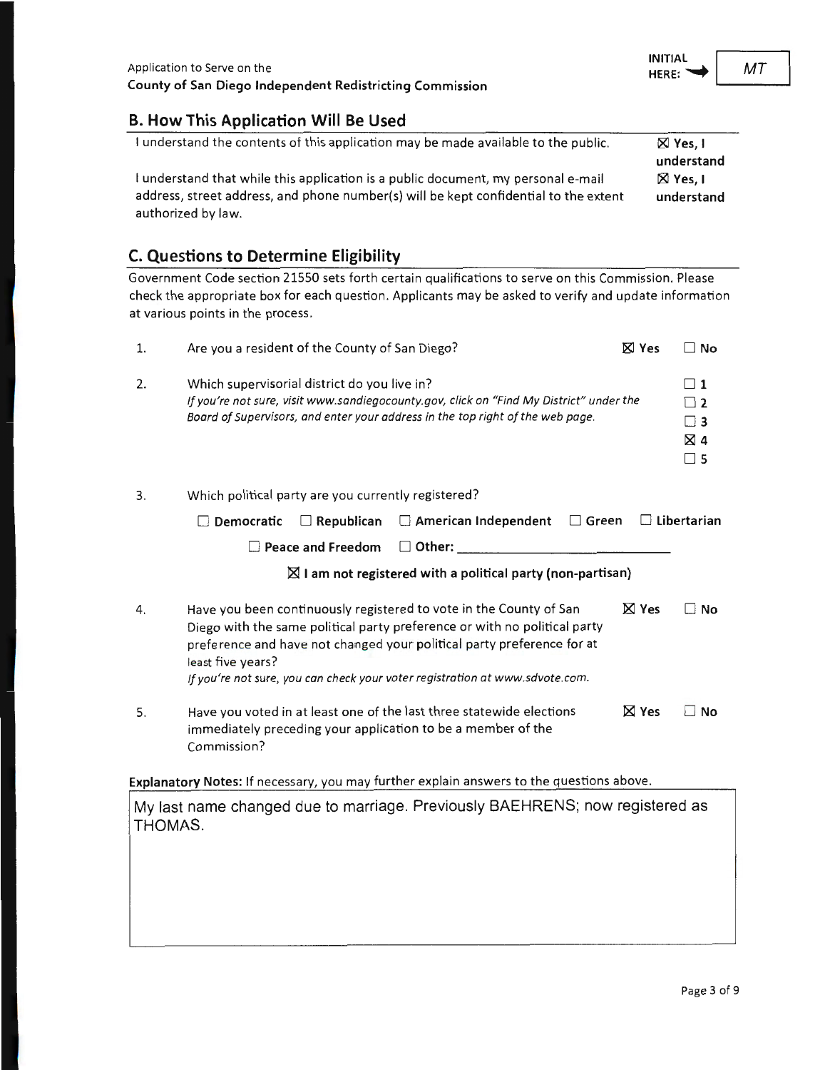Application to Serve on the
**County of San Diego Independent Redistricting Commission**

**INITIAL HERE:** MT

## B. How This Application Will Be Used

| | |
|---|---|
| I understand the contents of this application may be made available to the public. | ☒ **Yes, I understand** |
| I understand that while this application is a public document, my personal e-mail address, street address, and phone number(s) will be kept confidential to the extent authorized by law. | ☒ **Yes, I understand** |

## C. Questions to Determine Eligibility

Government Code section 21550 sets forth certain qualifications to serve on this Commission. Please check the appropriate box for each question. Applicants may be asked to verify and update information at various points in the process.

1. Are you a resident of the County of San Diego? ☒ **Yes** ☐ **No**

2. Which supervisorial district do you live in?
   *If you're not sure, visit www.sandiegocounty.gov, click on "Find My District" under the Board of Supervisors, and enter your address in the top right of the web page.*
   ☐ **1** ☐ **2** ☐ **3** ☒ **4** ☐ **5**

3. Which political party are you currently registered?
   ☐ **Democratic** ☐ **Republican** ☐ **American Independent** ☐ **Green** ☐ **Libertarian**
   ☐ **Peace and Freedom** ☐ **Other:** ____________
   ☒ **I am not registered with a political party (non-partisan)**

4. Have you been continuously registered to vote in the County of San Diego with the same political party preference or with no political party preference and have not changed your political party preference for at least five years? ☒ **Yes** ☐ **No**
   *If you're not sure, you can check your voter registration at www.sdvote.com.*

5. Have you voted in at least one of the last three statewide elections immediately preceding your application to be a member of the Commission? ☒ **Yes** ☐ **No**

**Explanatory Notes:** If necessary, you may further explain answers to the questions above.

My last name changed due to marriage. Previously BAEHRENS; now registered as THOMAS.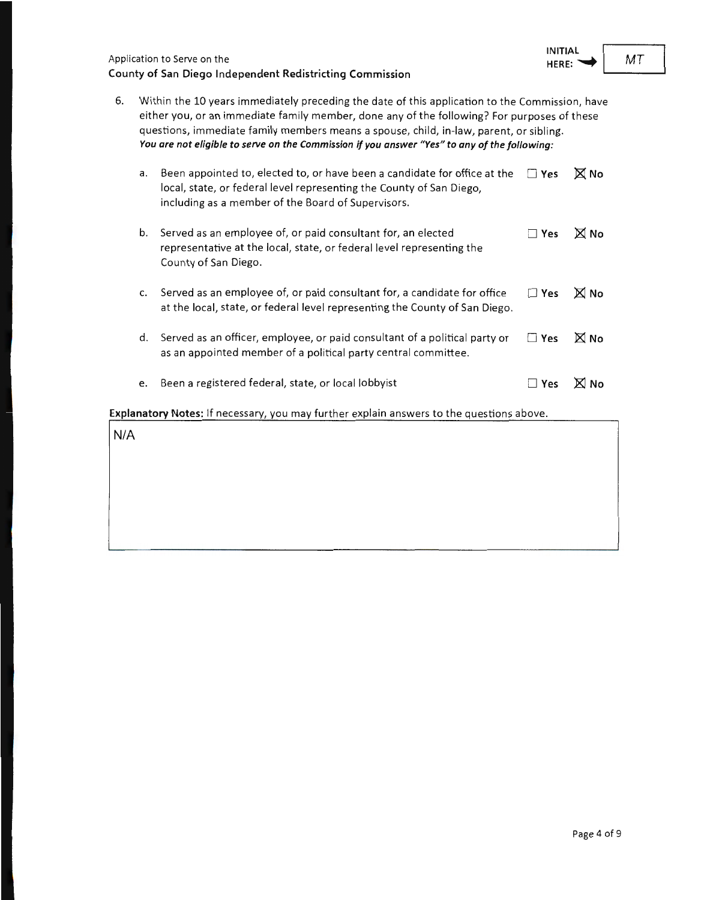6. Within the 10 years immediately preceding the date of this application to the Commission, have either you, or an immediate family member, done any of the following? For purposes of these questions, immediate family members means a spouse, child, in-law, parent, or sibling.
***You are not eligible to serve on the Commission if you answer "Yes" to any of the following:***

   a. Been appointed to, elected to, or have been a candidate for office at the local, state, or federal level representing the County of San Diego, including as a member of the Board of Supervisors. ☐ **Yes** ☒ **No**

   b. Served as an employee of, or paid consultant for, an elected representative at the local, state, or federal level representing the County of San Diego. ☐ **Yes** ☒ **No**

   c. Served as an employee of, or paid consultant for, a candidate for office at the local, state, or federal level representing the County of San Diego. ☐ **Yes** ☒ **No**

   d. Served as an officer, employee, or paid consultant of a political party or as an appointed member of a political party central committee. ☐ **Yes** ☒ **No**

   e. Been a registered federal, state, or local lobbyist ☐ **Yes** ☒ **No**

**Explanatory Notes:** If necessary, you may further explain answers to the questions above.

N/A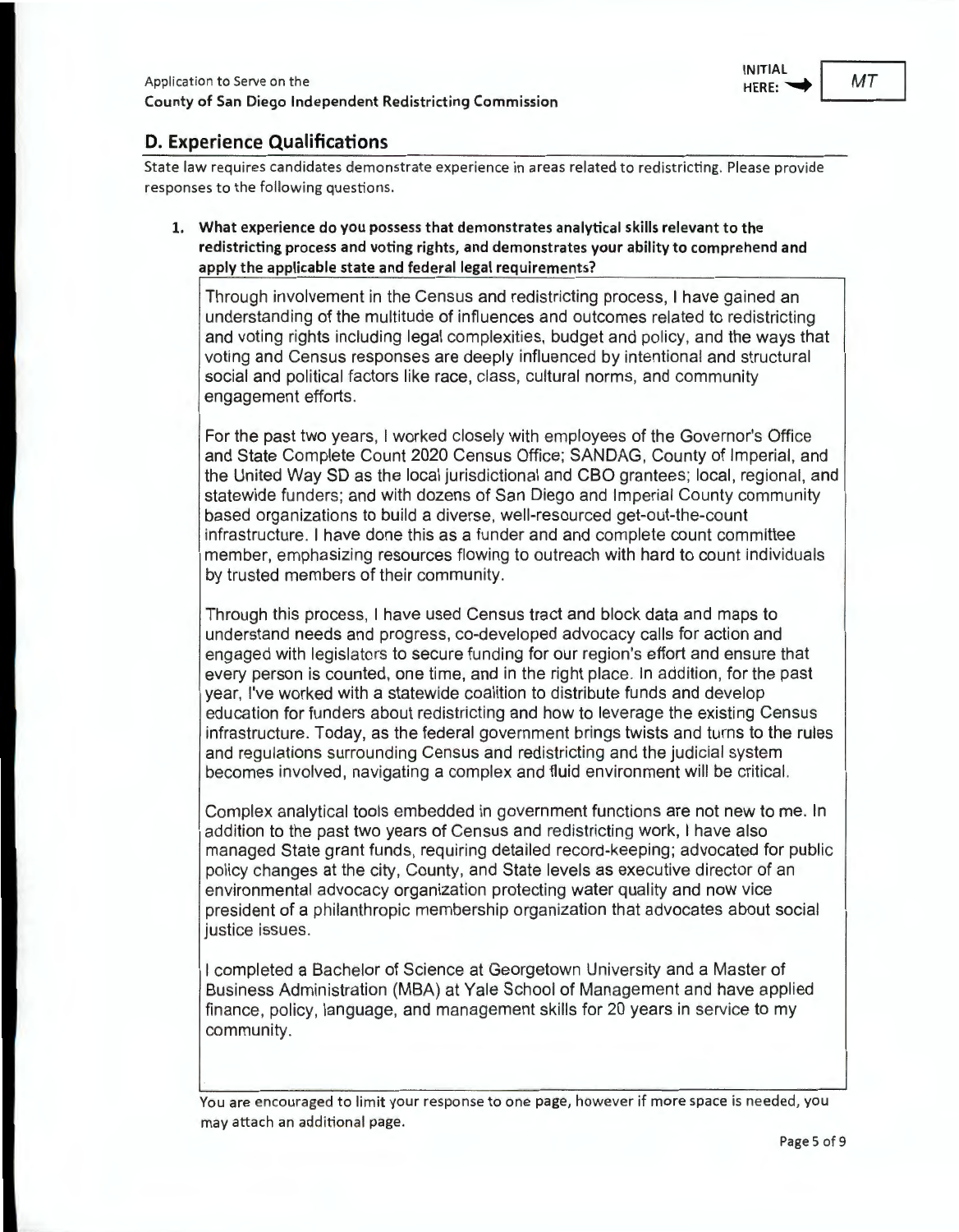Application to Serve on the
**County of San Diego Independent Redistricting Commission**

INITIAL HERE: → *MT*

## D. Experience Qualifications

State law requires candidates demonstrate experience in areas related to redistricting. Please provide responses to the following questions.

1. **What experience do you possess that demonstrates analytical skills relevant to the redistricting process and voting rights, and demonstrates your ability to comprehend and apply the applicable state and federal legal requirements?**

Through involvement in the Census and redistricting process, I have gained an understanding of the multitude of influences and outcomes related to redistricting and voting rights including legal complexities, budget and policy, and the ways that voting and Census responses are deeply influenced by intentional and structural social and political factors like race, class, cultural norms, and community engagement efforts.

For the past two years, I worked closely with employees of the Governor's Office and State Complete Count 2020 Census Office; SANDAG, County of Imperial, and the United Way SD as the local jurisdictional and CBO grantees; local, regional, and statewide funders; and with dozens of San Diego and Imperial County community based organizations to build a diverse, well-resourced get-out-the-count infrastructure. I have done this as a funder and and complete count committee member, emphasizing resources flowing to outreach with hard to count individuals by trusted members of their community.

Through this process, I have used Census tract and block data and maps to understand needs and progress, co-developed advocacy calls for action and engaged with legislators to secure funding for our region's effort and ensure that every person is counted, one time, and in the right place. In addition, for the past year, I've worked with a statewide coalition to distribute funds and develop education for funders about redistricting and how to leverage the existing Census infrastructure. Today, as the federal government brings twists and turns to the rules and regulations surrounding Census and redistricting and the judicial system becomes involved, navigating a complex and fluid environment will be critical.

Complex analytical tools embedded in government functions are not new to me. In addition to the past two years of Census and redistricting work, I have also managed State grant funds, requiring detailed record-keeping; advocated for public policy changes at the city, County, and State levels as executive director of an environmental advocacy organization protecting water quality and now vice president of a philanthropic membership organization that advocates about social justice issues.

I completed a Bachelor of Science at Georgetown University and a Master of Business Administration (MBA) at Yale School of Management and have applied finance, policy, language, and management skills for 20 years in service to my community.

You are encouraged to limit your response to one page, however if more space is needed, you may attach an additional page.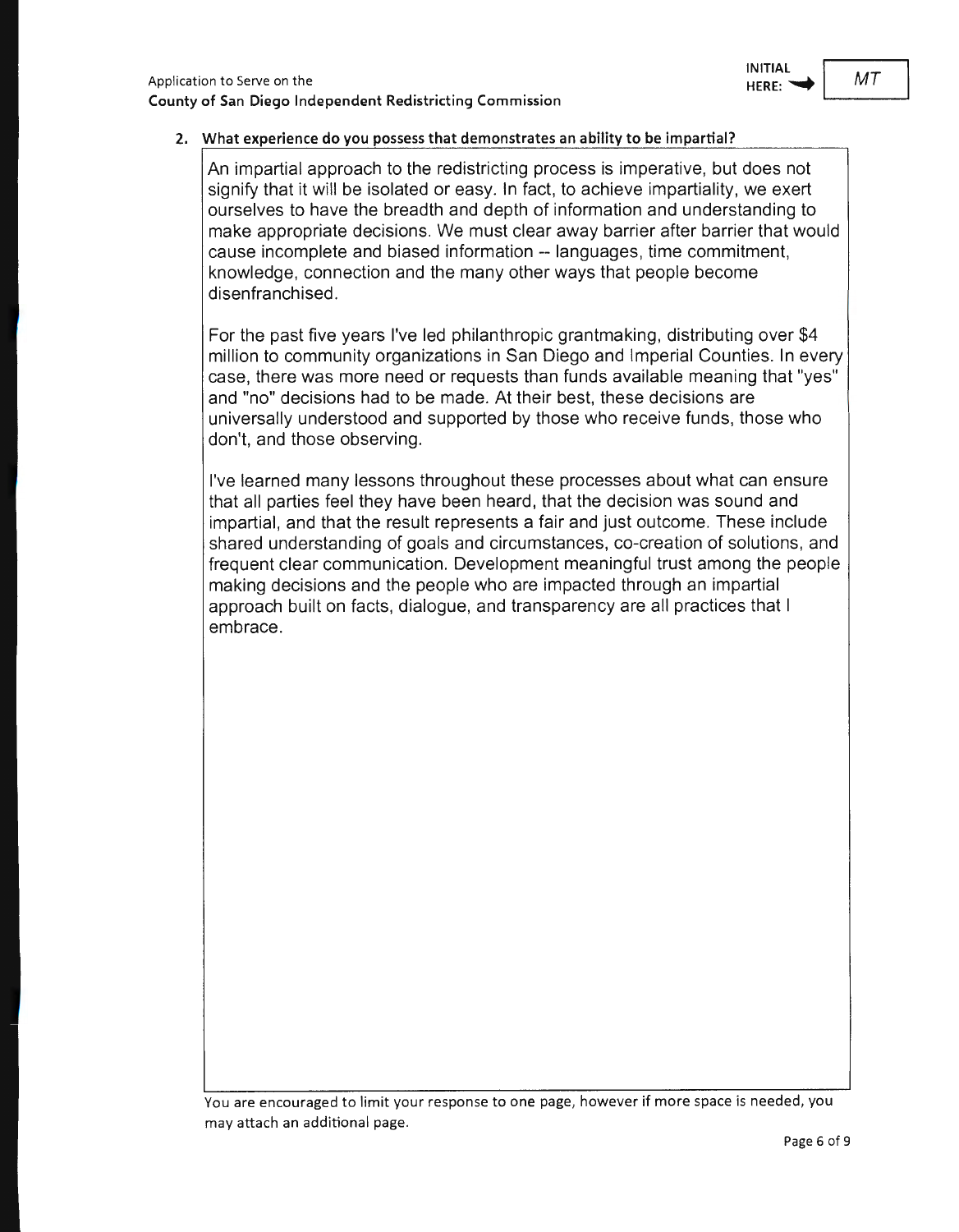Application to Serve on the
**County of San Diego Independent Redistricting Commission**

INITIAL HERE: MT

**2. What experience do you possess that demonstrates an ability to be impartial?**

An impartial approach to the redistricting process is imperative, but does not signify that it will be isolated or easy. In fact, to achieve impartiality, we exert ourselves to have the breadth and depth of information and understanding to make appropriate decisions. We must clear away barrier after barrier that would cause incomplete and biased information -- languages, time commitment, knowledge, connection and the many other ways that people become disenfranchised.

For the past five years I've led philanthropic grantmaking, distributing over $4 million to community organizations in San Diego and Imperial Counties. In every case, there was more need or requests than funds available meaning that "yes" and "no" decisions had to be made. At their best, these decisions are universally understood and supported by those who receive funds, those who don't, and those observing.

I've learned many lessons throughout these processes about what can ensure that all parties feel they have been heard, that the decision was sound and impartial, and that the result represents a fair and just outcome. These include shared understanding of goals and circumstances, co-creation of solutions, and frequent clear communication. Development meaningful trust among the people making decisions and the people who are impacted through an impartial approach built on facts, dialogue, and transparency are all practices that I embrace.

You are encouraged to limit your response to one page, however if more space is needed, you may attach an additional page.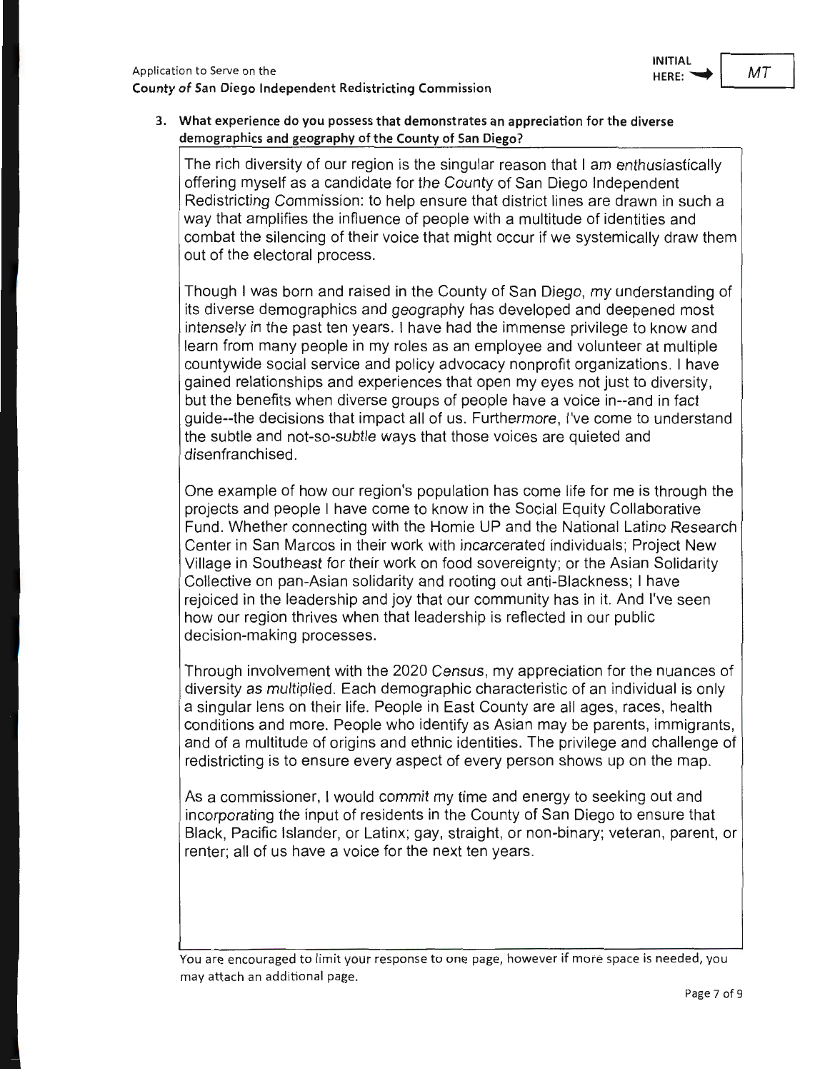Application to Serve on the
**County of San Diego Independent Redistricting Commission**

**INITIAL HERE:** ➔ MT

**3. What experience do you possess that demonstrates an appreciation for the diverse demographics and geography of the County of San Diego?**

The rich diversity of our region is the singular reason that I am enthusiastically offering myself as a candidate for the County of San Diego Independent Redistricting Commission: to help ensure that district lines are drawn in such a way that amplifies the influence of people with a multitude of identities and combat the silencing of their voice that might occur if we systemically draw them out of the electoral process.

Though I was born and raised in the County of San Diego, my understanding of its diverse demographics and geography has developed and deepened most intensely in the past ten years. I have had the immense privilege to know and learn from many people in my roles as an employee and volunteer at multiple countywide social service and policy advocacy nonprofit organizations. I have gained relationships and experiences that open my eyes not just to diversity, but the benefits when diverse groups of people have a voice in--and in fact guide--the decisions that impact all of us. Furthermore, I've come to understand the subtle and not-so-subtle ways that those voices are quieted and disenfranchised.

One example of how our region's population has come life for me is through the projects and people I have come to know in the Social Equity Collaborative Fund. Whether connecting with the Homie UP and the National Latino Research Center in San Marcos in their work with incarcerated individuals; Project New Village in Southeast for their work on food sovereignty; or the Asian Solidarity Collective on pan-Asian solidarity and rooting out anti-Blackness; I have rejoiced in the leadership and joy that our community has in it. And I've seen how our region thrives when that leadership is reflected in our public decision-making processes.

Through involvement with the 2020 Census, my appreciation for the nuances of diversity as multiplied. Each demographic characteristic of an individual is only a singular lens on their life. People in East County are all ages, races, health conditions and more. People who identify as Asian may be parents, immigrants, and of a multitude of origins and ethnic identities. The privilege and challenge of redistricting is to ensure every aspect of every person shows up on the map.

As a commissioner, I would commit my time and energy to seeking out and incorporating the input of residents in the County of San Diego to ensure that Black, Pacific Islander, or Latinx; gay, straight, or non-binary; veteran, parent, or renter; all of us have a voice for the next ten years.

You are encouraged to limit your response to one page, however if more space is needed, you may attach an additional page.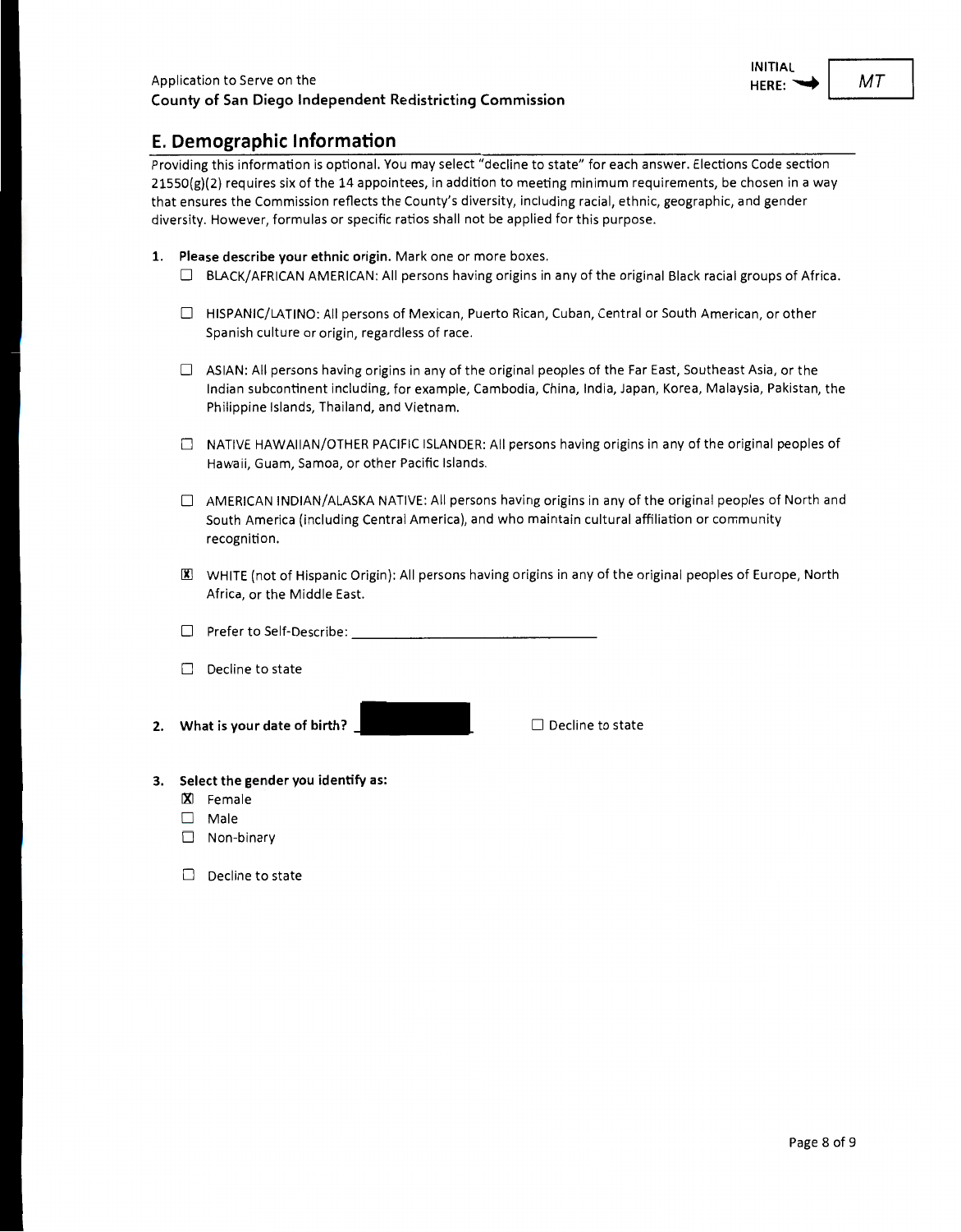Application to Serve on the
**County of San Diego Independent Redistricting Commission**

INITIAL HERE: MT

## E. Demographic Information

Providing this information is optional. You may select "decline to state" for each answer. Elections Code section 21550(g)(2) requires six of the 14 appointees, in addition to meeting minimum requirements, be chosen in a way that ensures the Commission reflects the County's diversity, including racial, ethnic, geographic, and gender diversity. However, formulas or specific ratios shall not be applied for this purpose.

1. **Please describe your ethnic origin.** Mark one or more boxes.
   - ☐ BLACK/AFRICAN AMERICAN: All persons having origins in any of the original Black racial groups of Africa.
   - ☐ HISPANIC/LATINO: All persons of Mexican, Puerto Rican, Cuban, Central or South American, or other Spanish culture or origin, regardless of race.
   - ☐ ASIAN: All persons having origins in any of the original peoples of the Far East, Southeast Asia, or the Indian subcontinent including, for example, Cambodia, China, India, Japan, Korea, Malaysia, Pakistan, the Philippine Islands, Thailand, and Vietnam.
   - ☐ NATIVE HAWAIIAN/OTHER PACIFIC ISLANDER: All persons having origins in any of the original peoples of Hawaii, Guam, Samoa, or other Pacific Islands.
   - ☐ AMERICAN INDIAN/ALASKA NATIVE: All persons having origins in any of the original peoples of North and South America (including Central America), and who maintain cultural affiliation or community recognition.
   - ☒ WHITE (not of Hispanic Origin): All persons having origins in any of the original peoples of Europe, North Africa, or the Middle East.
   - ☐ Prefer to Self-Describe: ______________________
   - ☐ Decline to state

2. **What is your date of birth?** [REDACTED] ☐ Decline to state

3. **Select the gender you identify as:**
   - ☒ Female
   - ☐ Male
   - ☐ Non-binary
   - ☐ Decline to state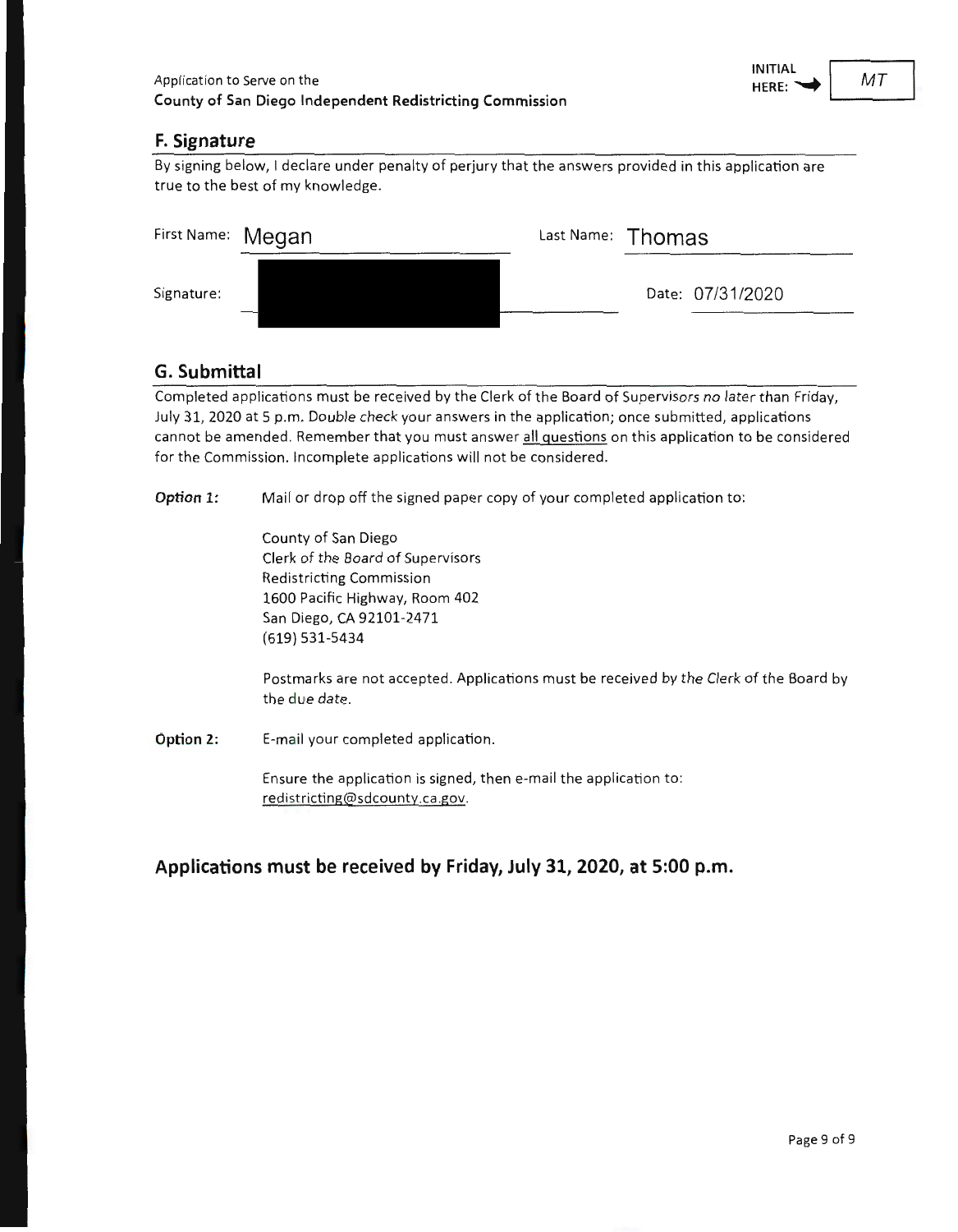Application to Serve on the
**County of San Diego Independent Redistricting Commission**

INITIAL HERE: MT

## F. Signature

By signing below, I declare under penalty of perjury that the answers provided in this application are true to the best of my knowledge.

First Name: Megan

Last Name: Thomas

Signature:

Date: 07/31/2020

## G. Submittal

Completed applications must be received by the Clerk of the Board of Supervisors no later than Friday, July 31, 2020 at 5 p.m. Double check your answers in the application; once submitted, applications cannot be amended. Remember that you must answer all questions on this application to be considered for the Commission. Incomplete applications will not be considered.

**Option 1:** Mail or drop off the signed paper copy of your completed application to:

County of San Diego
Clerk of the Board of Supervisors
Redistricting Commission
1600 Pacific Highway, Room 402
San Diego, CA 92101-2471
(619) 531-5434

Postmarks are not accepted. Applications must be received by the Clerk of the Board by the due date.

**Option 2:** E-mail your completed application.

Ensure the application is signed, then e-mail the application to: redistricting@sdcounty.ca.gov.

**Applications must be received by Friday, July 31, 2020, at 5:00 p.m.**